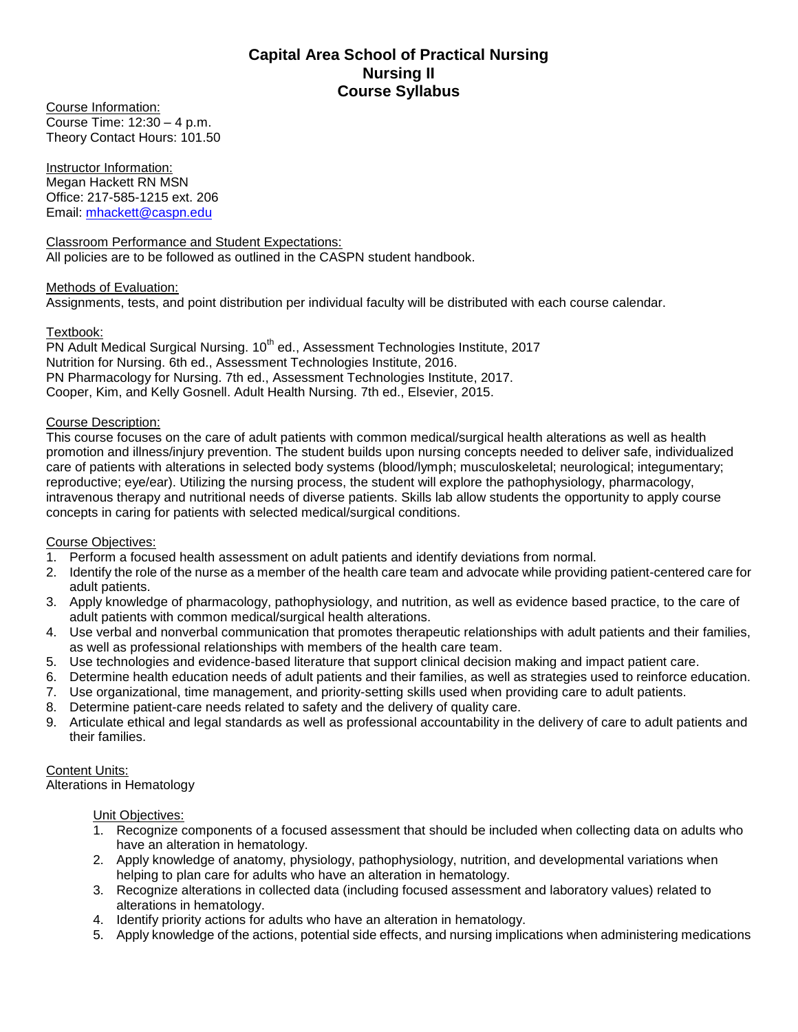# Capital Area School of Practical Nursing
## Nursing II
## Course Syllabus

Course Information:
Course Time: 12:30 – 4 p.m.
Theory Contact Hours: 101.50

Instructor Information:
Megan Hackett RN MSN
Office: 217-585-1215 ext. 206
Email: mhackett@caspn.edu

Classroom Performance and Student Expectations:
All policies are to be followed as outlined in the CASPN student handbook.

Methods of Evaluation:
Assignments, tests, and point distribution per individual faculty will be distributed with each course calendar.

Textbook:
PN Adult Medical Surgical Nursing. 10th ed., Assessment Technologies Institute, 2017
Nutrition for Nursing. 6th ed., Assessment Technologies Institute, 2016.
PN Pharmacology for Nursing. 7th ed., Assessment Technologies Institute, 2017.
Cooper, Kim, and Kelly Gosnell. Adult Health Nursing. 7th ed., Elsevier, 2015.

Course Description:
This course focuses on the care of adult patients with common medical/surgical health alterations as well as health promotion and illness/injury prevention. The student builds upon nursing concepts needed to deliver safe, individualized care of patients with alterations in selected body systems (blood/lymph; musculoskeletal; neurological; integumentary; reproductive; eye/ear). Utilizing the nursing process, the student will explore the pathophysiology, pharmacology, intravenous therapy and nutritional needs of diverse patients. Skills lab allow students the opportunity to apply course concepts in caring for patients with selected medical/surgical conditions.

Course Objectives:
1. Perform a focused health assessment on adult patients and identify deviations from normal.
2. Identify the role of the nurse as a member of the health care team and advocate while providing patient-centered care for adult patients.
3. Apply knowledge of pharmacology, pathophysiology, and nutrition, as well as evidence based practice, to the care of adult patients with common medical/surgical health alterations.
4. Use verbal and nonverbal communication that promotes therapeutic relationships with adult patients and their families, as well as professional relationships with members of the health care team.
5. Use technologies and evidence-based literature that support clinical decision making and impact patient care.
6. Determine health education needs of adult patients and their families, as well as strategies used to reinforce education.
7. Use organizational, time management, and priority-setting skills used when providing care to adult patients.
8. Determine patient-care needs related to safety and the delivery of quality care.
9. Articulate ethical and legal standards as well as professional accountability in the delivery of care to adult patients and their families.

Content Units:
Alterations in Hematology

Unit Objectives:
1. Recognize components of a focused assessment that should be included when collecting data on adults who have an alteration in hematology.
2. Apply knowledge of anatomy, physiology, pathophysiology, nutrition, and developmental variations when helping to plan care for adults who have an alteration in hematology.
3. Recognize alterations in collected data (including focused assessment and laboratory values) related to alterations in hematology.
4. Identify priority actions for adults who have an alteration in hematology.
5. Apply knowledge of the actions, potential side effects, and nursing implications when administering medications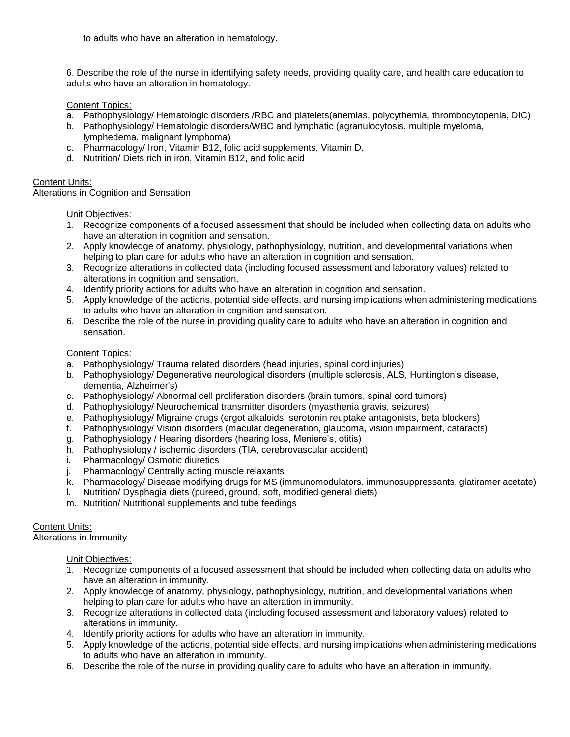to adults who have an alteration in hematology.

6. Describe the role of the nurse in identifying safety needs, providing quality care, and health care education to adults who have an alteration in hematology.

Content Topics:

a. Pathophysiology/ Hematologic disorders /RBC and platelets(anemias, polycythemia, thrombocytopenia, DIC)
b. Pathophysiology/ Hematologic disorders/WBC and lymphatic (agranulocytosis, multiple myeloma, lymphedema, malignant lymphoma)
c. Pharmacology/ Iron, Vitamin B12, folic acid supplements, Vitamin D.
d. Nutrition/ Diets rich in iron, Vitamin B12, and folic acid

Content Units:
Alterations in Cognition and Sensation

Unit Objectives:

1. Recognize components of a focused assessment that should be included when collecting data on adults who have an alteration in cognition and sensation.
2. Apply knowledge of anatomy, physiology, pathophysiology, nutrition, and developmental variations when helping to plan care for adults who have an alteration in cognition and sensation.
3. Recognize alterations in collected data (including focused assessment and laboratory values) related to alterations in cognition and sensation.
4. Identify priority actions for adults who have an alteration in cognition and sensation.
5. Apply knowledge of the actions, potential side effects, and nursing implications when administering medications to adults who have an alteration in cognition and sensation.
6. Describe the role of the nurse in providing quality care to adults who have an alteration in cognition and sensation.

Content Topics:

a. Pathophysiology/ Trauma related disorders (head injuries, spinal cord injuries)
b. Pathophysiology/ Degenerative neurological disorders (multiple sclerosis, ALS, Huntington's disease, dementia, Alzheimer's)
c. Pathophysiology/ Abnormal cell proliferation disorders (brain tumors, spinal cord tumors)
d. Pathophysiology/ Neurochemical transmitter disorders (myasthenia gravis, seizures)
e. Pathophysiology/ Migraine drugs (ergot alkaloids, serotonin reuptake antagonists, beta blockers)
f. Pathophysiology/ Vision disorders (macular degeneration, glaucoma, vision impairment, cataracts)
g. Pathophysiology / Hearing disorders (hearing loss, Meniere's, otitis)
h. Pathophysiology / ischemic disorders (TIA, cerebrovascular accident)
i. Pharmacology/ Osmotic diuretics
j. Pharmacology/ Centrally acting muscle relaxants
k. Pharmacology/ Disease modifying drugs for MS (immunomodulators, immunosuppressants, glatiramer acetate)
l. Nutrition/ Dysphagia diets (pureed, ground, soft, modified general diets)
m. Nutrition/ Nutritional supplements and tube feedings

Content Units:
Alterations in Immunity

Unit Objectives:

1. Recognize components of a focused assessment that should be included when collecting data on adults who have an alteration in immunity.
2. Apply knowledge of anatomy, physiology, pathophysiology, nutrition, and developmental variations when helping to plan care for adults who have an alteration in immunity.
3. Recognize alterations in collected data (including focused assessment and laboratory values) related to alterations in immunity.
4. Identify priority actions for adults who have an alteration in immunity.
5. Apply knowledge of the actions, potential side effects, and nursing implications when administering medications to adults who have an alteration in immunity.
6. Describe the role of the nurse in providing quality care to adults who have an alteration in immunity.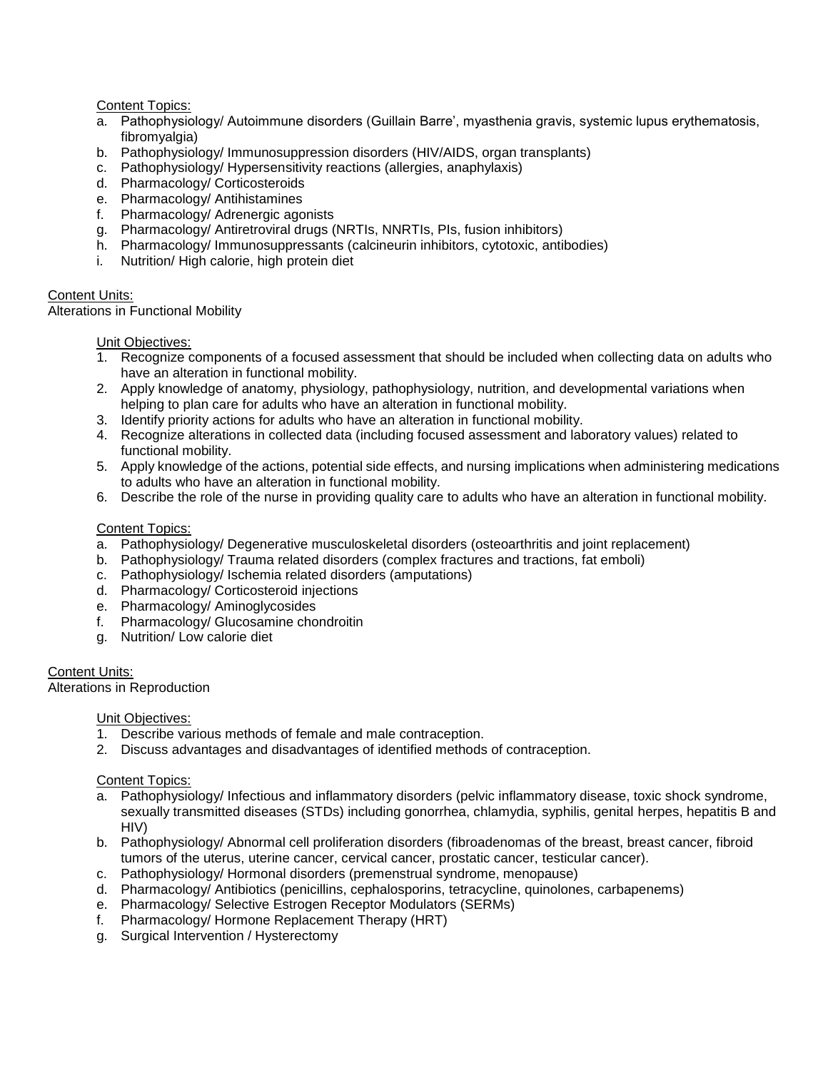Content Topics:

a. Pathophysiology/ Autoimmune disorders (Guillain Barre', myasthenia gravis, systemic lupus erythematosis, fibromyalgia)
b. Pathophysiology/ Immunosuppression disorders (HIV/AIDS, organ transplants)
c. Pathophysiology/ Hypersensitivity reactions (allergies, anaphylaxis)
d. Pharmacology/ Corticosteroids
e. Pharmacology/ Antihistamines
f. Pharmacology/ Adrenergic agonists
g. Pharmacology/ Antiretroviral drugs (NRTIs, NNRTIs, PIs, fusion inhibitors)
h. Pharmacology/ Immunosuppressants (calcineurin inhibitors, cytotoxic, antibodies)
i. Nutrition/ High calorie, high protein diet

Content Units:
Alterations in Functional Mobility

Unit Objectives:

1. Recognize components of a focused assessment that should be included when collecting data on adults who have an alteration in functional mobility.
2. Apply knowledge of anatomy, physiology, pathophysiology, nutrition, and developmental variations when helping to plan care for adults who have an alteration in functional mobility.
3. Identify priority actions for adults who have an alteration in functional mobility.
4. Recognize alterations in collected data (including focused assessment and laboratory values) related to functional mobility.
5. Apply knowledge of the actions, potential side effects, and nursing implications when administering medications to adults who have an alteration in functional mobility.
6. Describe the role of the nurse in providing quality care to adults who have an alteration in functional mobility.

Content Topics:

a. Pathophysiology/ Degenerative musculoskeletal disorders (osteoarthritis and joint replacement)
b. Pathophysiology/ Trauma related disorders (complex fractures and tractions, fat emboli)
c. Pathophysiology/ Ischemia related disorders (amputations)
d. Pharmacology/ Corticosteroid injections
e. Pharmacology/ Aminoglycosides
f. Pharmacology/ Glucosamine chondroitin
g. Nutrition/ Low calorie diet

Content Units:
Alterations in Reproduction

Unit Objectives:

1. Describe various methods of female and male contraception.
2. Discuss advantages and disadvantages of identified methods of contraception.

Content Topics:

a. Pathophysiology/ Infectious and inflammatory disorders (pelvic inflammatory disease, toxic shock syndrome, sexually transmitted diseases (STDs) including gonorrhea, chlamydia, syphilis, genital herpes, hepatitis B and HIV)
b. Pathophysiology/ Abnormal cell proliferation disorders (fibroadenomas of the breast, breast cancer, fibroid tumors of the uterus, uterine cancer, cervical cancer, prostatic cancer, testicular cancer).
c. Pathophysiology/ Hormonal disorders (premenstrual syndrome, menopause)
d. Pharmacology/ Antibiotics (penicillins, cephalosporins, tetracycline, quinolones, carbapenems)
e. Pharmacology/ Selective Estrogen Receptor Modulators (SERMs)
f. Pharmacology/ Hormone Replacement Therapy (HRT)
g. Surgical Intervention / Hysterectomy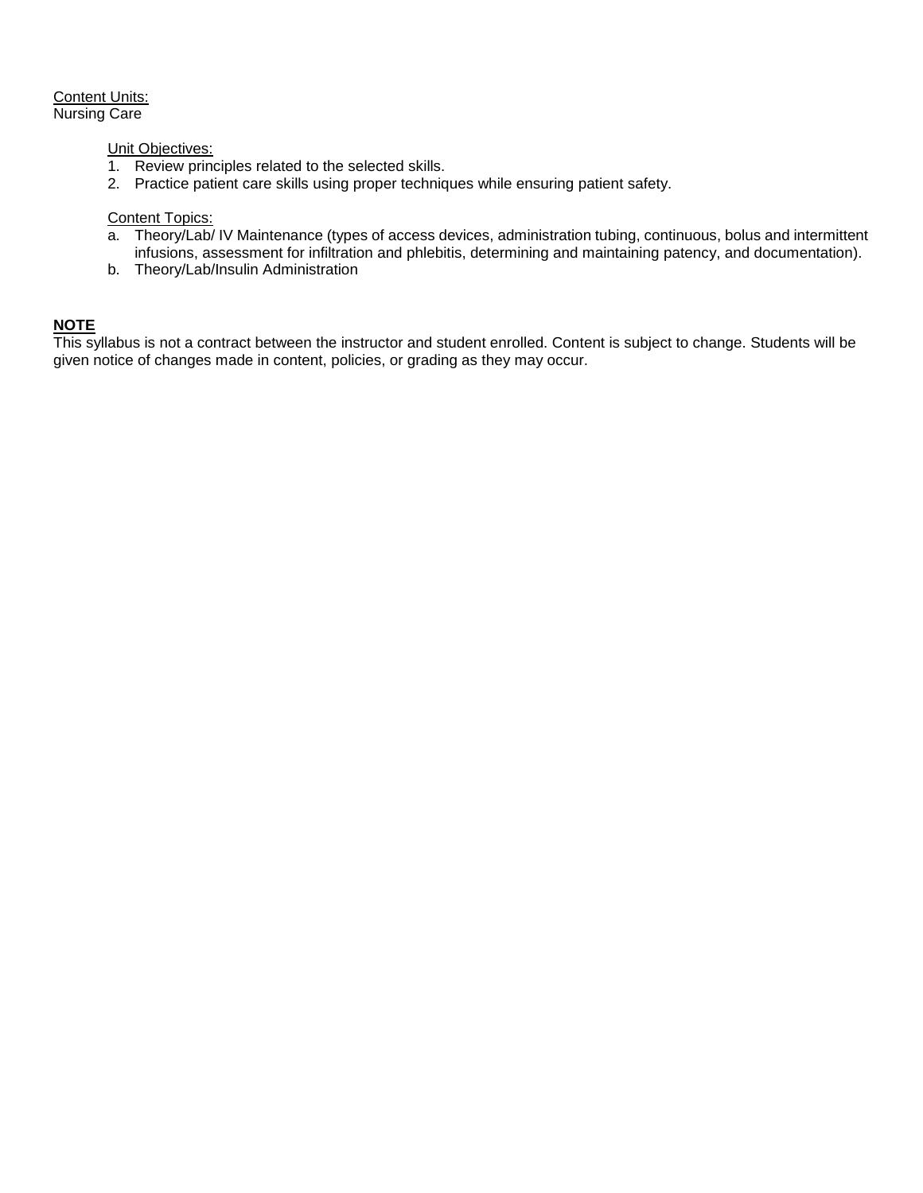Content Units:
Nursing Care

Unit Objectives:
1. Review principles related to the selected skills.
2. Practice patient care skills using proper techniques while ensuring patient safety.

Content Topics:
a. Theory/Lab/ IV Maintenance (types of access devices, administration tubing, continuous, bolus and intermittent infusions, assessment for infiltration and phlebitis, determining and maintaining patency, and documentation).
b. Theory/Lab/Insulin Administration

**NOTE**
This syllabus is not a contract between the instructor and student enrolled. Content is subject to change. Students will be given notice of changes made in content, policies, or grading as they may occur.